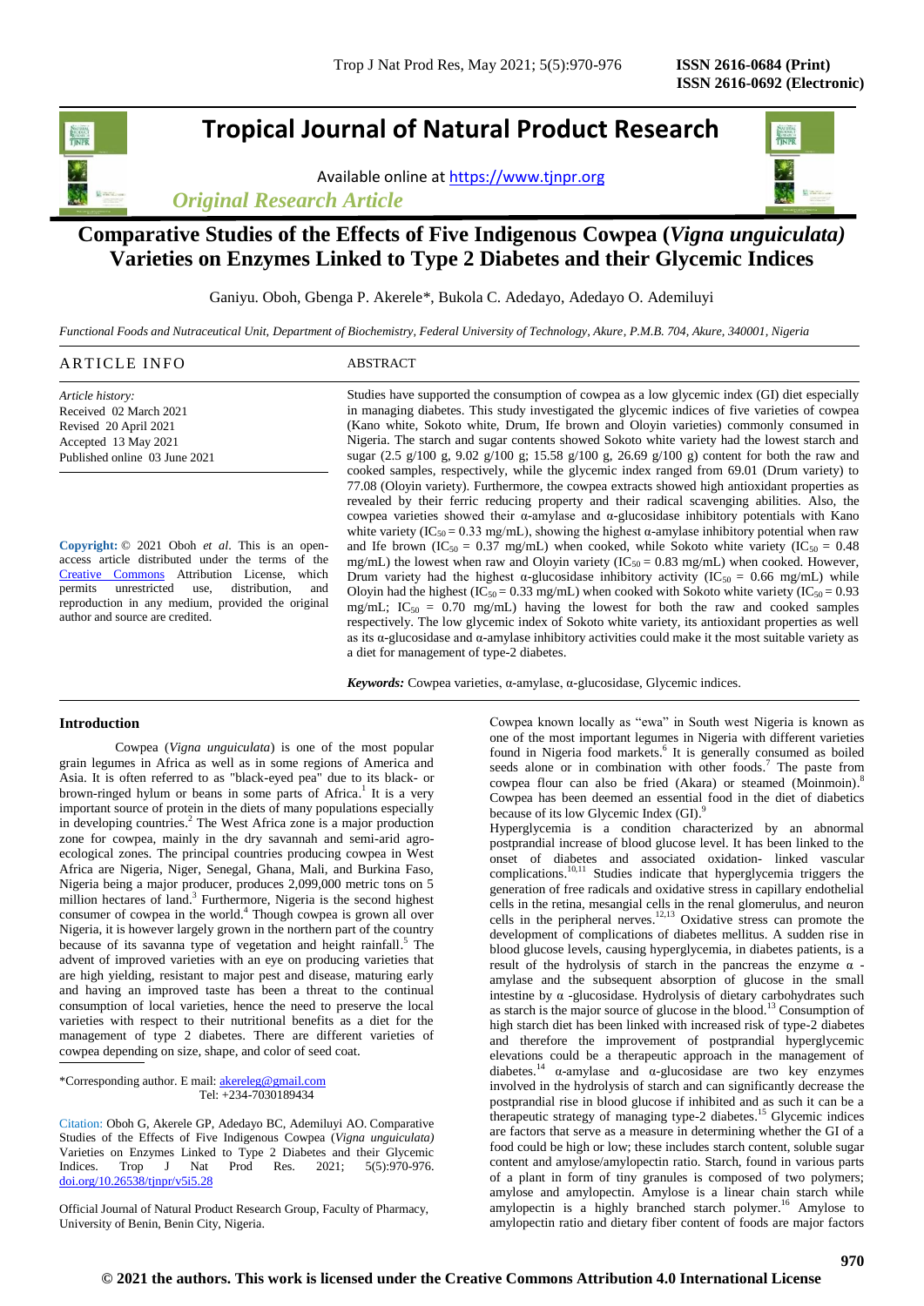# Tropical Journal of Natural Product Research

Available online at https://www.tjnpr.org

*Original Research Article*

# Comparative Studies of the Effects of Five Indigenous Cowpea (*Vigna unguiculata)* Varieties on Enzymes Linked to Type 2 Diabetes and their Glycemic Indices

Ganiyu. Oboh, Gbenga P. Akerele*, Bukola C. Adedayo, Adedayo O. Ademiluyi

*Functional Foods and Nutraceutical Unit, Department of Biochemistry, Federal University of Technology, Akure, P.M.B. 704, Akure, 340001, Nigeria*

## ARTICLE INFO

*Article history:*
Received 02 March 2021
Revised 20 April 2021
Accepted 13 May 2021
Published online 03 June 2021

**Copyright:** © 2021 Oboh *et al*. This is an open-access article distributed under the terms of the Creative Commons Attribution License, which permits unrestricted use, distribution, and reproduction in any medium, provided the original author and source are credited.

## ABSTRACT

Studies have supported the consumption of cowpea as a low glycemic index (GI) diet especially in managing diabetes. This study investigated the glycemic indices of five varieties of cowpea (Kano white, Sokoto white, Drum, Ife brown and Oloyin varieties) commonly consumed in Nigeria. The starch and sugar contents showed Sokoto white variety had the lowest starch and sugar (2.5 g/100 g, 9.02 g/100 g; 15.58 g/100 g, 26.69 g/100 g) content for both the raw and cooked samples, respectively, while the glycemic index ranged from 69.01 (Drum variety) to 77.08 (Oloyin variety). Furthermore, the cowpea extracts showed high antioxidant properties as revealed by their ferric reducing property and their radical scavenging abilities. Also, the cowpea varieties showed their α-amylase and α-glucosidase inhibitory potentials with Kano white variety ($IC_{50}$ = 0.33 mg/mL), showing the highest α-amylase inhibitory potential when raw and Ife brown ($IC_{50}$ = 0.37 mg/mL) when cooked, while Sokoto white variety ($IC_{50}$ = 0.48 mg/mL) the lowest when raw and Oloyin variety ($IC_{50}$ = 0.83 mg/mL) when cooked. However, Drum variety had the highest α-glucosidase inhibitory activity ($IC_{50}$ = 0.66 mg/mL) while Oloyin had the highest ($IC_{50}$ = 0.33 mg/mL) when cooked with Sokoto white variety ($IC_{50}$ = 0.93 mg/mL; $IC_{50}$ = 0.70 mg/mL) having the lowest for both the raw and cooked samples respectively. The low glycemic index of Sokoto white variety, its antioxidant properties as well as its α-glucosidase and α-amylase inhibitory activities could make it the most suitable variety as a diet for management of type-2 diabetes.

***Keywords:*** Cowpea varieties, α-amylase, α-glucosidase, Glycemic indices.

## Introduction

Cowpea (*Vigna unguiculata*) is one of the most popular grain legumes in Africa as well as in some regions of America and Asia. It is often referred to as "black-eyed pea" due to its black- or brown-ringed hylum or beans in some parts of Africa.[1] It is a very important source of protein in the diets of many populations especially in developing countries.[2] The West Africa zone is a major production zone for cowpea, mainly in the dry savannah and semi-arid agro-ecological zones. The principal countries producing cowpea in West Africa are Nigeria, Niger, Senegal, Ghana, Mali, and Burkina Faso, Nigeria being a major producer, produces 2,099,000 metric tons on 5 million hectares of land.[3] Furthermore, Nigeria is the second highest consumer of cowpea in the world.[4] Though cowpea is grown all over Nigeria, it is however largely grown in the northern part of the country because of its savanna type of vegetation and height rainfall.[5] The advent of improved varieties with an eye on producing varieties that are high yielding, resistant to major pest and disease, maturing early and having an improved taste has been a threat to the continual consumption of local varieties, hence the need to preserve the local varieties with respect to their nutritional benefits as a diet for the management of type 2 diabetes. There are different varieties of cowpea depending on size, shape, and color of seed coat.

*Corresponding author. E mail: akereleg@gmail.com
Tel: +234-7030189434

Citation: Oboh G, Akerele GP, Adedayo BC, Ademiluyi AO. Comparative Studies of the Effects of Five Indigenous Cowpea (*Vigna unguiculata)* Varieties on Enzymes Linked to Type 2 Diabetes and their Glycemic Indices. Trop J Nat Prod Res. 2021; 5(5):970-976. doi.org/10.26538/tjnpr/v5i5.28

Official Journal of Natural Product Research Group, Faculty of Pharmacy, University of Benin, Benin City, Nigeria.

Cowpea known locally as "ewa" in South west Nigeria is known as one of the most important legumes in Nigeria with different varieties found in Nigeria food markets.[6] It is generally consumed as boiled seeds alone or in combination with other foods.[7] The paste from cowpea flour can also be fried (Akara) or steamed (Moinmoin).[8] Cowpea has been deemed an essential food in the diet of diabetics because of its low Glycemic Index (GI).[9]

Hyperglycemia is a condition characterized by an abnormal postprandial increase of blood glucose level. It has been linked to the onset of diabetes and associated oxidation- linked vascular complications.[10,11] Studies indicate that hyperglycemia triggers the generation of free radicals and oxidative stress in capillary endothelial cells in the retina, mesangial cells in the renal glomerulus, and neuron cells in the peripheral nerves.[12,13] Oxidative stress can promote the development of complications of diabetes mellitus. A sudden rise in blood glucose levels, causing hyperglycemia, in diabetes patients, is a result of the hydrolysis of starch in the pancreas the enzyme α -amylase and the subsequent absorption of glucose in the small intestine by α -glucosidase. Hydrolysis of dietary carbohydrates such as starch is the major source of glucose in the blood.[13] Consumption of high starch diet has been linked with increased risk of type-2 diabetes and therefore the improvement of postprandial hyperglycemic elevations could be a therapeutic approach in the management of diabetes.[14] α-amylase and α-glucosidase are two key enzymes involved in the hydrolysis of starch and can significantly decrease the postprandial rise in blood glucose if inhibited and as such it can be a therapeutic strategy of managing type-2 diabetes.[15] Glycemic indices are factors that serve as a measure in determining whether the GI of a food could be high or low; these includes starch content, soluble sugar content and amylose/amylopectin ratio. Starch, found in various parts of a plant in form of tiny granules is composed of two polymers; amylose and amylopectin. Amylose is a linear chain starch while amylopectin is a highly branched starch polymer.[16] Amylose to amylopectin ratio and dietary fiber content of foods are major factors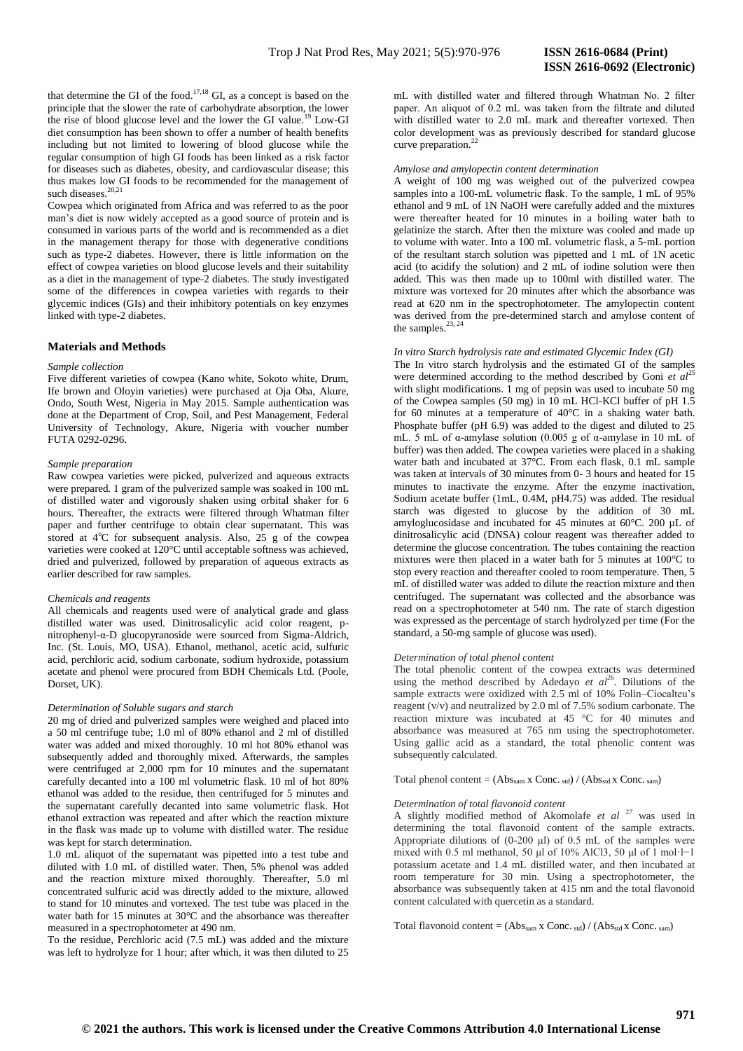that determine the GI of the food.[17,18] GI, as a concept is based on the principle that the slower the rate of carbohydrate absorption, the lower the rise of blood glucose level and the lower the GI value.[19] Low-GI diet consumption has been shown to offer a number of health benefits including but not limited to lowering of blood glucose while the regular consumption of high GI foods has been linked as a risk factor for diseases such as diabetes, obesity, and cardiovascular disease; this thus makes low GI foods to be recommended for the management of such diseases.[20,21]

Cowpea which originated from Africa and was referred to as the poor man's diet is now widely accepted as a good source of protein and is consumed in various parts of the world and is recommended as a diet in the management therapy for those with degenerative conditions such as type-2 diabetes. However, there is little information on the effect of cowpea varieties on blood glucose levels and their suitability as a diet in the management of type-2 diabetes. The study investigated some of the differences in cowpea varieties with regards to their glycemic indices (GIs) and their inhibitory potentials on key enzymes linked with type-2 diabetes.

## Materials and Methods

*Sample collection*

Five different varieties of cowpea (Kano white, Sokoto white, Drum, Ife brown and Oloyin varieties) were purchased at Oja Oba, Akure, Ondo, South West, Nigeria in May 2015. Sample authentication was done at the Department of Crop, Soil, and Pest Management, Federal University of Technology, Akure, Nigeria with voucher number FUTA 0292-0296.

*Sample preparation*

Raw cowpea varieties were picked, pulverized and aqueous extracts were prepared. 1 gram of the pulverized sample was soaked in 100 mL of distilled water and vigorously shaken using orbital shaker for 6 hours. Thereafter, the extracts were filtered through Whatman filter paper and further centrifuge to obtain clear supernatant. This was stored at 4°C for subsequent analysis. Also, 25 g of the cowpea varieties were cooked at 120°C until acceptable softness was achieved, dried and pulverized, followed by preparation of aqueous extracts as earlier described for raw samples.

*Chemicals and reagents*

All chemicals and reagents used were of analytical grade and glass distilled water was used. Dinitrosalicylic acid color reagent, p-nitrophenyl-α-D glucopyranoside were sourced from Sigma-Aldrich, Inc. (St. Louis, MO, USA). Ethanol, methanol, acetic acid, sulfuric acid, perchloric acid, sodium carbonate, sodium hydroxide, potassium acetate and phenol were procured from BDH Chemicals Ltd. (Poole, Dorset, UK).

*Determination of Soluble sugars and starch*

20 mg of dried and pulverized samples were weighed and placed into a 50 ml centrifuge tube; 1.0 ml of 80% ethanol and 2 ml of distilled water was added and mixed thoroughly. 10 ml hot 80% ethanol was subsequently added and thoroughly mixed. Afterwards, the samples were centrifuged at 2,000 rpm for 10 minutes and the supernatant carefully decanted into a 100 ml volumetric flask. 10 ml of hot 80% ethanol was added to the residue, then centrifuged for 5 minutes and the supernatant carefully decanted into same volumetric flask. Hot ethanol extraction was repeated and after which the reaction mixture in the flask was made up to volume with distilled water. The residue was kept for starch determination.

1.0 mL aliquot of the supernatant was pipetted into a test tube and diluted with 1.0 mL of distilled water. Then, 5% phenol was added and the reaction mixture mixed thoroughly. Thereafter, 5.0 ml concentrated sulfuric acid was directly added to the mixture, allowed to stand for 10 minutes and vortexed. The test tube was placed in the water bath for 15 minutes at 30°C and the absorbance was thereafter measured in a spectrophotometer at 490 nm.

To the residue, Perchloric acid (7.5 mL) was added and the mixture was left to hydrolyze for 1 hour; after which, it was then diluted to 25 mL with distilled water and filtered through Whatman No. 2 filter paper. An aliquot of 0.2 mL was taken from the filtrate and diluted with distilled water to 2.0 mL mark and thereafter vortexed. Then color development was as previously described for standard glucose curve preparation.[22]

*Amylose and amylopectin content determination*

A weight of 100 mg was weighed out of the pulverized cowpea samples into a 100-mL volumetric flask. To the sample, 1 mL of 95% ethanol and 9 mL of 1N NaOH were carefully added and the mixtures were thereafter heated for 10 minutes in a boiling water bath to gelatinize the starch. After then the mixture was cooled and made up to volume with water. Into a 100 mL volumetric flask, a 5-mL portion of the resultant starch solution was pipetted and 1 mL of 1N acetic acid (to acidify the solution) and 2 mL of iodine solution were then added. This was then made up to 100ml with distilled water. The mixture was vortexed for 20 minutes after which the absorbance was read at 620 nm in the spectrophotometer. The amylopectin content was derived from the pre-determined starch and amylose content of the samples.[23, 24]

*In vitro Starch hydrolysis rate and estimated Glycemic Index (GI)*

The In vitro starch hydrolysis and the estimated GI of the samples were determined according to the method described by Goni *et al*[25] with slight modifications. 1 mg of pepsin was used to incubate 50 mg of the Cowpea samples (50 mg) in 10 mL HCl-KCl buffer of pH 1.5 for 60 minutes at a temperature of 40°C in a shaking water bath. Phosphate buffer (pH 6.9) was added to the digest and diluted to 25 mL. 5 mL of α-amylase solution (0.005 g of α-amylase in 10 mL of buffer) was then added. The cowpea varieties were placed in a shaking water bath and incubated at 37°C. From each flask, 0.1 mL sample was taken at intervals of 30 minutes from 0- 3 hours and heated for 15 minutes to inactivate the enzyme. After the enzyme inactivation, Sodium acetate buffer (1mL, 0.4M, pH4.75) was added. The residual starch was digested to glucose by the addition of 30 mL amyloglucosidase and incubated for 45 minutes at 60°C. 200 µL of dinitrosalicylic acid (DNSA) colour reagent was thereafter added to determine the glucose concentration. The tubes containing the reaction mixtures were then placed in a water bath for 5 minutes at 100°C to stop every reaction and thereafter cooled to room temperature. Then, 5 mL of distilled water was added to dilute the reaction mixture and then centrifuged. The supernatant was collected and the absorbance was read on a spectrophotometer at 540 nm. The rate of starch digestion was expressed as the percentage of starch hydrolyzed per time (For the standard, a 50-mg sample of glucose was used).

*Determination of total phenol content*

The total phenolic content of the cowpea extracts was determined using the method described by Adedayo *et al*[26]. Dilutions of the sample extracts were oxidized with 2.5 ml of 10% Folin–Ciocalteu's reagent (v/v) and neutralized by 2.0 ml of 7.5% sodium carbonate. The reaction mixture was incubated at 45 °C for 40 minutes and absorbance was measured at 765 nm using the spectrophotometer. Using gallic acid as a standard, the total phenolic content was subsequently calculated.

$$\text{Total phenol content} = (Abs_{sam} \times Conc._{std}) / (Abs_{std} \times Conc._{sam})$$

*Determination of total flavonoid content*

A slightly modified method of Akomolafe *et al* [27] was used in determining the total flavonoid content of the sample extracts. Appropriate dilutions of (0-200 µl) of 0.5 mL of the samples were mixed with 0.5 ml methanol, 50 µl of 10% $AlCl_3$, 50 µl of 1 mol·l−1 potassium acetate and 1.4 mL distilled water, and then incubated at room temperature for 30 min. Using a spectrophotometer, the absorbance was subsequently taken at 415 nm and the total flavonoid content calculated with quercetin as a standard.

$$\text{Total flavonoid content} = (Abs_{sam} \times Conc._{std}) / (Abs_{std} \times Conc._{sam})$$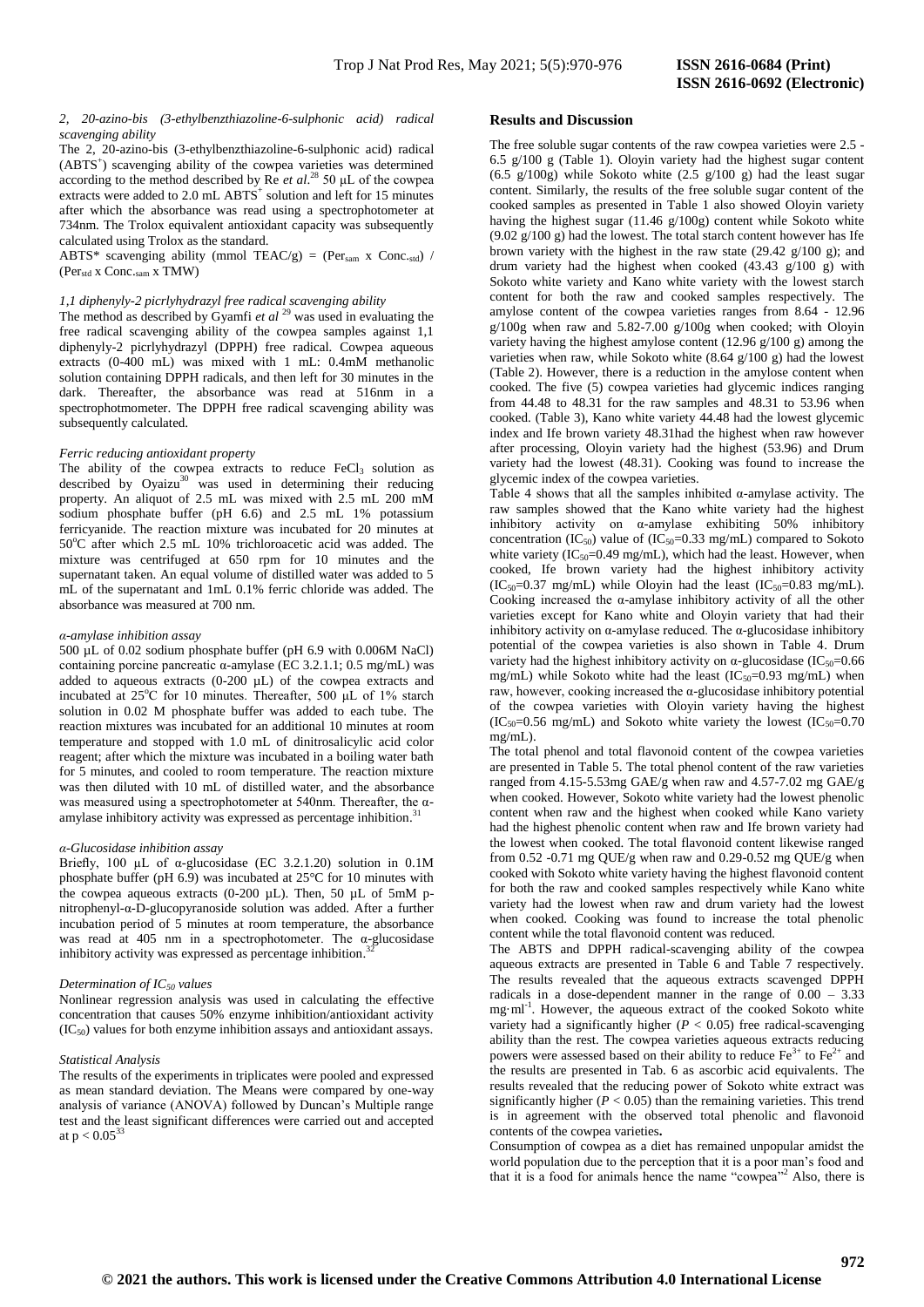*2, 20-azino-bis (3-ethylbenzthiazoline-6-sulphonic acid) radical scavenging ability*

The 2, 20-azino-bis (3-ethylbenzthiazoline-6-sulphonic acid) radical ($ABTS^+$) scavenging ability of the cowpea varieties was determined according to the method described by Re *et al*.[28] 50 µL of the cowpea extracts were added to 2.0 mL $ABTS^+$ solution and left for 15 minutes after which the absorbance was read using a spectrophotometer at 734nm. The Trolox equivalent antioxidant capacity was subsequently calculated using Trolox as the standard.

ABTS* scavenging ability (mmol TEAC/g) = ($Per_{sam}$ x $Conc._{std}$) / ($Per_{std}$ x $Conc._{sam}$ x TMW)

*1,1 diphenyly-2 picrlyhydrazyl free radical scavenging ability*

The method as described by Gyamfi *et al* [29] was used in evaluating the free radical scavenging ability of the cowpea samples against 1,1 diphenyly-2 picrlyhydrazyl (DPPH) free radical. Cowpea aqueous extracts (0-400 mL) was mixed with 1 mL: 0.4mM methanolic solution containing DPPH radicals, and then left for 30 minutes in the dark. Thereafter, the absorbance was read at 516nm in a spectrophotmometer. The DPPH free radical scavenging ability was subsequently calculated.

*Ferric reducing antioxidant property*

The ability of the cowpea extracts to reduce $FeCl_3$ solution as described by Oyaizu[30] was used in determining their reducing property. An aliquot of 2.5 mL was mixed with 2.5 mL 200 mM sodium phosphate buffer (pH 6.6) and 2.5 mL 1% potassium ferricyanide. The reaction mixture was incubated for 20 minutes at 50°C after which 2.5 mL 10% trichloroacetic acid was added. The mixture was centrifuged at 650 rpm for 10 minutes and the supernatant taken. An equal volume of distilled water was added to 5 mL of the supernatant and 1mL 0.1% ferric chloride was added. The absorbance was measured at 700 nm.

*α-amylase inhibition assay*

500 µL of 0.02 sodium phosphate buffer (pH 6.9 with 0.006M NaCl) containing porcine pancreatic α-amylase (EC 3.2.1.1; 0.5 mg/mL) was added to aqueous extracts (0-200 µL) of the cowpea extracts and incubated at 25°C for 10 minutes. Thereafter, 500 µL of 1% starch solution in 0.02 M phosphate buffer was added to each tube. The reaction mixtures was incubated for an additional 10 minutes at room temperature and stopped with 1.0 mL of dinitrosalicylic acid color reagent; after which the mixture was incubated in a boiling water bath for 5 minutes, and cooled to room temperature. The reaction mixture was then diluted with 10 mL of distilled water, and the absorbance was measured using a spectrophotometer at 540nm. Thereafter, the α-amylase inhibitory activity was expressed as percentage inhibition.[31]

*α-Glucosidase inhibition assay*

Briefly, 100 µL of α-glucosidase (EC 3.2.1.20) solution in 0.1M phosphate buffer (pH 6.9) was incubated at 25°C for 10 minutes with the cowpea aqueous extracts (0-200 µL). Then, 50 µL of 5mM p-nitrophenyl-α-D-glucopyranoside solution was added. After a further incubation period of 5 minutes at room temperature, the absorbance was read at 405 nm in a spectrophotometer. The α-glucosidase inhibitory activity was expressed as percentage inhibition.[32]

*Determination of $IC_{50}$ values*

Nonlinear regression analysis was used in calculating the effective concentration that causes 50% enzyme inhibition/antioxidant activity ($IC_{50}$) values for both enzyme inhibition assays and antioxidant assays.

*Statistical Analysis*

The results of the experiments in triplicates were pooled and expressed as mean standard deviation. The Means were compared by one-way analysis of variance (ANOVA) followed by Duncan's Multiple range test and the least significant differences were carried out and accepted at $p < 0.05$[33]

## Results and Discussion

The free soluble sugar contents of the raw cowpea varieties were 2.5 - 6.5 g/100 g (Table 1). Oloyin variety had the highest sugar content (6.5 g/100g) while Sokoto white (2.5 g/100 g) had the least sugar content. Similarly, the results of the free soluble sugar content of the cooked samples as presented in Table 1 also showed Oloyin variety having the highest sugar (11.46 g/100g) content while Sokoto white (9.02 g/100 g) had the lowest. The total starch content however has Ife brown variety with the highest in the raw state (29.42 g/100 g); and drum variety had the highest when cooked (43.43 g/100 g) with Sokoto white variety and Kano white variety with the lowest starch content for both the raw and cooked samples respectively. The amylose content of the cowpea varieties ranges from 8.64 - 12.96 g/100g when raw and 5.82-7.00 g/100g when cooked; with Oloyin variety having the highest amylose content (12.96 g/100 g) among the varieties when raw, while Sokoto white (8.64 g/100 g) had the lowest (Table 2). However, there is a reduction in the amylose content when cooked. The five (5) cowpea varieties had glycemic indices ranging from 44.48 to 48.31 for the raw samples and 48.31 to 53.96 when cooked. (Table 3), Kano white variety 44.48 had the lowest glycemic index and Ife brown variety 48.31had the highest when raw however after processing, Oloyin variety had the highest (53.96) and Drum variety had the lowest (48.31). Cooking was found to increase the glycemic index of the cowpea varieties.

Table 4 shows that all the samples inhibited α-amylase activity. The raw samples showed that the Kano white variety had the highest inhibitory activity on α-amylase exhibiting 50% inhibitory concentration ($IC_{50}$) value of ($IC_{50}$=0.33 mg/mL) compared to Sokoto white variety ($IC_{50}$=0.49 mg/mL), which had the least. However, when cooked, Ife brown variety had the highest inhibitory activity ($IC_{50}$=0.37 mg/mL) while Oloyin had the least ($IC_{50}$=0.83 mg/mL). Cooking increased the α-amylase inhibitory activity of all the other varieties except for Kano white and Oloyin variety that had their inhibitory activity on α-amylase reduced. The α-glucosidase inhibitory potential of the cowpea varieties is also shown in Table 4. Drum variety had the highest inhibitory activity on α-glucosidase ($IC_{50}$=0.66 mg/mL) while Sokoto white had the least ($IC_{50}$=0.93 mg/mL) when raw, however, cooking increased the α-glucosidase inhibitory potential of the cowpea varieties with Oloyin variety having the highest ($IC_{50}$=0.56 mg/mL) and Sokoto white variety the lowest ($IC_{50}$=0.70 mg/mL).

The total phenol and total flavonoid content of the cowpea varieties are presented in Table 5. The total phenol content of the raw varieties ranged from 4.15-5.53mg GAE/g when raw and 4.57-7.02 mg GAE/g when cooked. However, Sokoto white variety had the lowest phenolic content when raw and the highest when cooked while Kano variety had the highest phenolic content when raw and Ife brown variety had the lowest when cooked. The total flavonoid content likewise ranged from 0.52 -0.71 mg QUE/g when raw and 0.29-0.52 mg QUE/g when cooked with Sokoto white variety having the highest flavonoid content for both the raw and cooked samples respectively while Kano white variety had the lowest when raw and drum variety had the lowest when cooked. Cooking was found to increase the total phenolic content while the total flavonoid content was reduced.

The ABTS and DPPH radical-scavenging ability of the cowpea aqueous extracts are presented in Table 6 and Table 7 respectively. The results revealed that the aqueous extracts scavenged DPPH radicals in a dose-dependent manner in the range of 0.00 – 3.33 $mg \cdot ml^{-1}$. However, the aqueous extract of the cooked Sokoto white variety had a significantly higher ($P < 0.05$) free radical-scavenging ability than the rest. The cowpea varieties aqueous extracts reducing powers were assessed based on their ability to reduce $Fe^{3+}$ to $Fe^{2+}$ and the results are presented in Tab. 6 as ascorbic acid equivalents. The results revealed that the reducing power of Sokoto white extract was significantly higher ($P < 0.05$) than the remaining varieties. This trend is in agreement with the observed total phenolic and flavonoid contents of the cowpea varieties**.**

Consumption of cowpea as a diet has remained unpopular amidst the world population due to the perception that it is a poor man's food and that it is a food for animals hence the name "cowpea"[2] Also, there is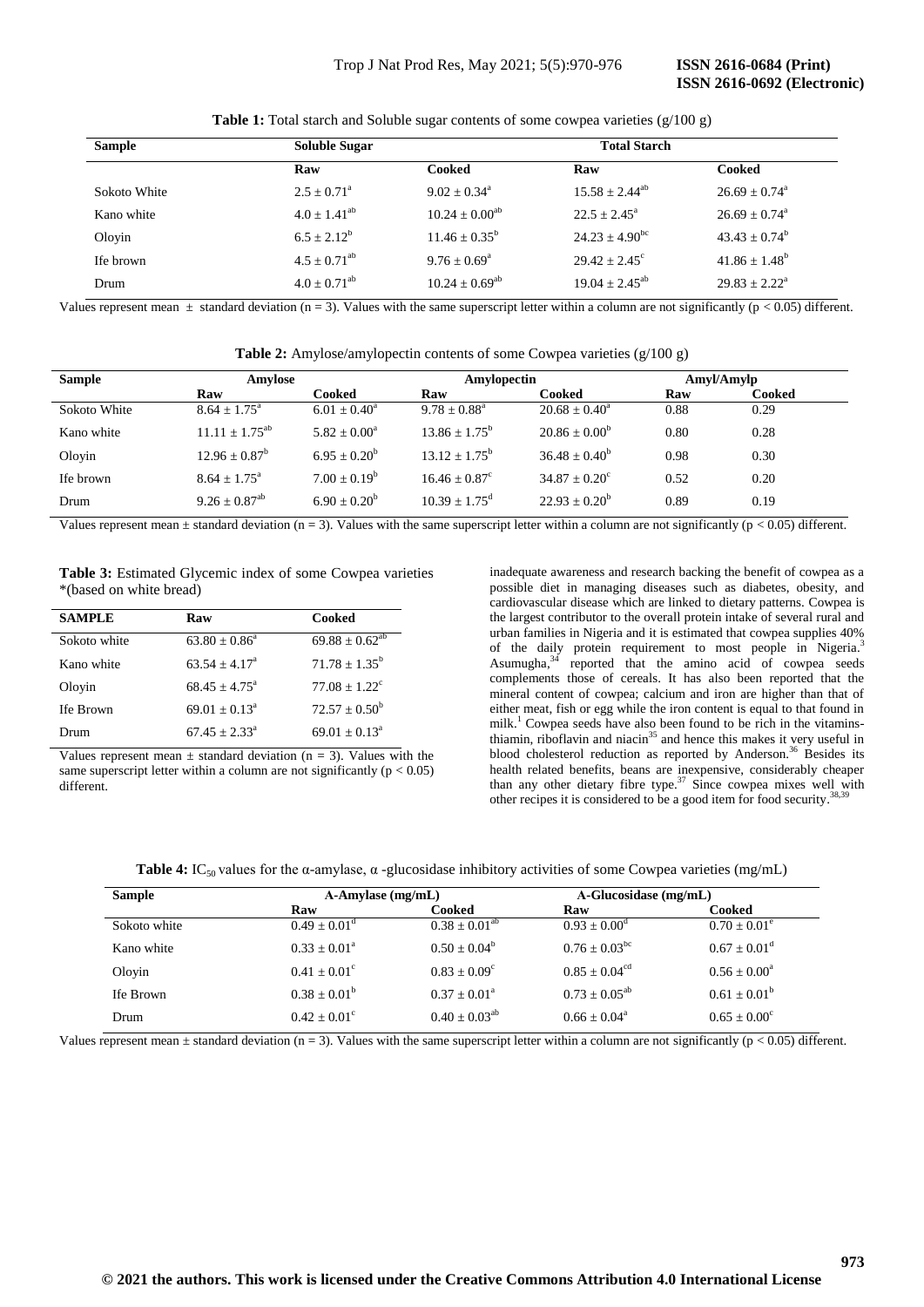**Table 1:** Total starch and Soluble sugar contents of some cowpea varieties (g/100 g)

| Sample | Soluble Sugar | | Total Starch | |
|---|---|---|---|---|
| | Raw | Cooked | Raw | Cooked |
| Sokoto White | $2.5 \pm 0.71^a$ | $9.02 \pm 0.34^a$ | $15.58 \pm 2.44^{ab}$ | $26.69 \pm 0.74^a$ |
| Kano white | $4.0 \pm 1.41^{ab}$ | $10.24 \pm 0.00^{ab}$ | $22.5 \pm 2.45^a$ | $26.69 \pm 0.74^a$ |
| Oloyin | $6.5 \pm 2.12^b$ | $11.46 \pm 0.35^b$ | $24.23 \pm 4.90^{bc}$ | $43.43 \pm 0.74^b$ |
| Ife brown | $4.5 \pm 0.71^{ab}$ | $9.76 \pm 0.69^a$ | $29.42 \pm 2.45^c$ | $41.86 \pm 1.48^b$ |
| Drum | $4.0 \pm 0.71^{ab}$ | $10.24 \pm 0.69^{ab}$ | $19.04 \pm 2.45^{ab}$ | $29.83 \pm 2.22^a$ |

Values represent mean ± standard deviation (n = 3). Values with the same superscript letter within a column are not significantly ($p < 0.05$) different.

**Table 2:** Amylose/amylopectin contents of some Cowpea varieties (g/100 g)

| Sample | Amylose | | Amylopectin | | Amyl/Amylp | |
|---|---|---|---|---|---|---|
| | Raw | Cooked | Raw | Cooked | Raw | Cooked |
| Sokoto White | $8.64 \pm 1.75^a$ | $6.01 \pm 0.40^a$ | $9.78 \pm 0.88^a$ | $20.68 \pm 0.40^a$ | 0.88 | 0.29 |
| Kano white | $11.11 \pm 1.75^{ab}$ | $5.82 \pm 0.00^a$ | $13.86 \pm 1.75^b$ | $20.86 \pm 0.00^b$ | 0.80 | 0.28 |
| Oloyin | $12.96 \pm 0.87^b$ | $6.95 \pm 0.20^b$ | $13.12 \pm 1.75^b$ | $36.48 \pm 0.40^b$ | 0.98 | 0.30 |
| Ife brown | $8.64 \pm 1.75^a$ | $7.00 \pm 0.19^b$ | $16.46 \pm 0.87^c$ | $34.87 \pm 0.20^c$ | 0.52 | 0.20 |
| Drum | $9.26 \pm 0.87^{ab}$ | $6.90 \pm 0.20^b$ | $10.39 \pm 1.75^d$ | $22.93 \pm 0.20^b$ | 0.89 | 0.19 |

Values represent mean ± standard deviation (n = 3). Values with the same superscript letter within a column are not significantly ($p < 0.05$) different.

**Table 3:** Estimated Glycemic index of some Cowpea varieties *(based on white bread)

| SAMPLE | Raw | Cooked |
|---|---|---|
| Sokoto white | $63.80 \pm 0.86^a$ | $69.88 \pm 0.62^{ab}$ |
| Kano white | $63.54 \pm 4.17^a$ | $71.78 \pm 1.35^b$ |
| Oloyin | $68.45 \pm 4.75^a$ | $77.08 \pm 1.22^c$ |
| Ife Brown | $69.01 \pm 0.13^a$ | $72.57 \pm 0.50^b$ |
| Drum | $67.45 \pm 2.33^a$ | $69.01 \pm 0.13^a$ |

Values represent mean ± standard deviation (n = 3). Values with the same superscript letter within a column are not significantly ($p < 0.05$) different.

inadequate awareness and research backing the benefit of cowpea as a possible diet in managing diseases such as diabetes, obesity, and cardiovascular disease which are linked to dietary patterns. Cowpea is the largest contributor to the overall protein intake of several rural and urban families in Nigeria and it is estimated that cowpea supplies 40% of the daily protein requirement to most people in Nigeria.[3] Asumugha,[34] reported that the amino acid of cowpea seeds complements those of cereals. It has also been reported that the mineral content of cowpea; calcium and iron are higher than that of either meat, fish or egg while the iron content is equal to that found in milk.[1] Cowpea seeds have also been found to be rich in the vitamins- thiamin, riboflavin and niacin[35] and hence this makes it very useful in blood cholesterol reduction as reported by Anderson.[36] Besides its health related benefits, beans are inexpensive, considerably cheaper than any other dietary fibre type.[37] Since cowpea mixes well with other recipes it is considered to be a good item for food security.[38,39]

**Table 4:** $IC_{50}$ values for the α-amylase, α -glucosidase inhibitory activities of some Cowpea varieties (mg/mL)

| Sample | A-Amylase (mg/mL) | | A-Glucosidase (mg/mL) | |
|---|---|---|---|---|
| | Raw | Cooked | Raw | Cooked |
| Sokoto white | $0.49 \pm 0.01^d$ | $0.38 \pm 0.01^{ab}$ | $0.93 \pm 0.00^d$ | $0.70 \pm 0.01^e$ |
| Kano white | $0.33 \pm 0.01^a$ | $0.50 \pm 0.04^b$ | $0.76 \pm 0.03^{bc}$ | $0.67 \pm 0.01^d$ |
| Oloyin | $0.41 \pm 0.01^c$ | $0.83 \pm 0.09^c$ | $0.85 \pm 0.04^{cd}$ | $0.56 \pm 0.00^a$ |
| Ife Brown | $0.38 \pm 0.01^b$ | $0.37 \pm 0.01^a$ | $0.73 \pm 0.05^{ab}$ | $0.61 \pm 0.01^b$ |
| Drum | $0.42 \pm 0.01^c$ | $0.40 \pm 0.03^{ab}$ | $0.66 \pm 0.04^a$ | $0.65 \pm 0.00^c$ |

Values represent mean ± standard deviation (n = 3). Values with the same superscript letter within a column are not significantly ($p < 0.05$) different.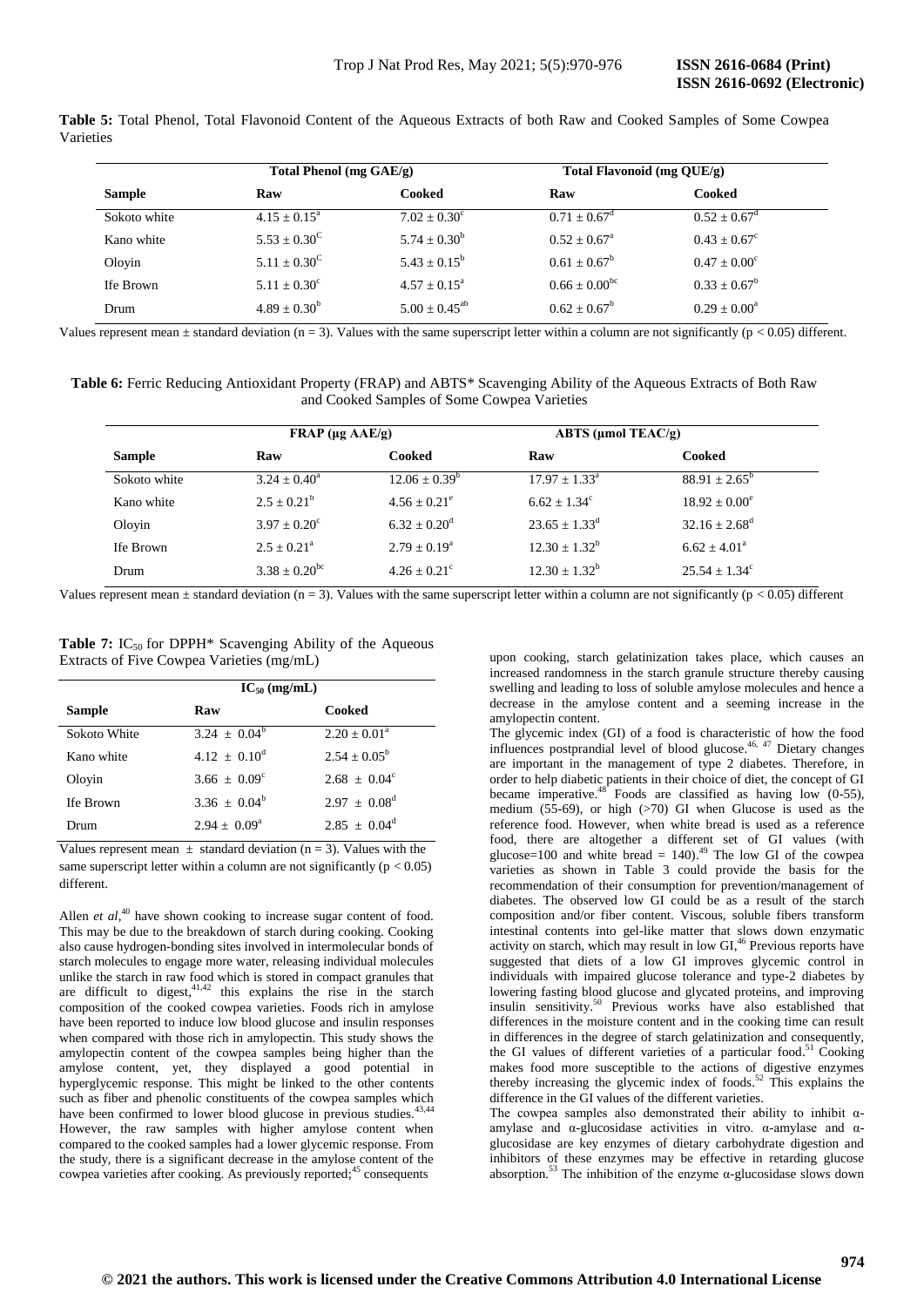**Table 5:** Total Phenol, Total Flavonoid Content of the Aqueous Extracts of both Raw and Cooked Samples of Some Cowpea Varieties

| | Total Phenol (mg GAE/g) | | Total Flavonoid (mg QUE/g) | |
|---|---|---|---|---|
| **Sample** | **Raw** | **Cooked** | **Raw** | **Cooked** |
| Sokoto white | $4.15 \pm 0.15^{a}$ | $7.02 \pm 0.30^{c}$ | $0.71 \pm 0.67^{d}$ | $0.52 \pm 0.67^{d}$ |
| Kano white | $5.53 \pm 0.30^{C}$ | $5.74 \pm 0.30^{b}$ | $0.52 \pm 0.67^{a}$ | $0.43 \pm 0.67^{c}$ |
| Oloyin | $5.11 \pm 0.30^{C}$ | $5.43 \pm 0.15^{b}$ | $0.61 \pm 0.67^{b}$ | $0.47 \pm 0.00^{c}$ |
| Ife Brown | $5.11 \pm 0.30^{c}$ | $4.57 \pm 0.15^{a}$ | $0.66 \pm 0.00^{bc}$ | $0.33 \pm 0.67^{b}$ |
| Drum | $4.89 \pm 0.30^{b}$ | $5.00 \pm 0.45^{ab}$ | $0.62 \pm 0.67^{b}$ | $0.29 \pm 0.00^{a}$ |

Values represent mean ± standard deviation (n = 3). Values with the same superscript letter within a column are not significantly ($p < 0.05$) different.

**Table 6:** Ferric Reducing Antioxidant Property (FRAP) and ABTS* Scavenging Ability of the Aqueous Extracts of Both Raw and Cooked Samples of Some Cowpea Varieties

| | FRAP (µg AAE/g) | | ABTS (µmol TEAC/g) | |
|---|---|---|---|---|
| **Sample** | **Raw** | **Cooked** | **Raw** | **Cooked** |
| Sokoto white | $3.24 \pm 0.40^{a}$ | $12.06 \pm 0.39^{b}$ | $17.97 \pm 1.33^{a}$ | $88.91 \pm 2.65^{b}$ |
| Kano white | $2.5 \pm 0.21^{b}$ | $4.56 \pm 0.21^{e}$ | $6.62 \pm 1.34^{c}$ | $18.92 \pm 0.00^{e}$ |
| Oloyin | $3.97 \pm 0.20^{c}$ | $6.32 \pm 0.20^{d}$ | $23.65 \pm 1.33^{d}$ | $32.16 \pm 2.68^{d}$ |
| Ife Brown | $2.5 \pm 0.21^{a}$ | $2.79 \pm 0.19^{a}$ | $12.30 \pm 1.32^{b}$ | $6.62 \pm 4.01^{a}$ |
| Drum | $3.38 \pm 0.20^{bc}$ | $4.26 \pm 0.21^{c}$ | $12.30 \pm 1.32^{b}$ | $25.54 \pm 1.34^{c}$ |

Values represent mean ± standard deviation (n = 3). Values with the same superscript letter within a column are not significantly ($p < 0.05$) different

**Table 7:** $IC_{50}$ for DPPH* Scavenging Ability of the Aqueous Extracts of Five Cowpea Varieties (mg/mL)

| | $IC_{50}$ (mg/mL) | |
|---|---|---|
| **Sample** | **Raw** | **Cooked** |
| Sokoto White | $3.24 \pm 0.04^{b}$ | $2.20 \pm 0.01^{a}$ |
| Kano white | $4.12 \pm 0.10^{d}$ | $2.54 \pm 0.05^{b}$ |
| Oloyin | $3.66 \pm 0.09^{c}$ | $2.68 \pm 0.04^{c}$ |
| Ife Brown | $3.36 \pm 0.04^{b}$ | $2.97 \pm 0.08^{d}$ |
| Drum | $2.94 \pm 0.09^{a}$ | $2.85 \pm 0.04^{d}$ |

Values represent mean ± standard deviation (n = 3). Values with the same superscript letter within a column are not significantly ($p < 0.05$) different.

Allen *et al*,[40] have shown cooking to increase sugar content of food. This may be due to the breakdown of starch during cooking. Cooking also cause hydrogen-bonding sites involved in intermolecular bonds of starch molecules to engage more water, releasing individual molecules unlike the starch in raw food which is stored in compact granules that are difficult to digest,[41,42] this explains the rise in the starch composition of the cooked cowpea varieties. Foods rich in amylose have been reported to induce low blood glucose and insulin responses when compared with those rich in amylopectin. This study shows the amylopectin content of the cowpea samples being higher than the amylose content, yet, they displayed a good potential in hyperglycemic response. This might be linked to the other contents such as fiber and phenolic constituents of the cowpea samples which have been confirmed to lower blood glucose in previous studies.[43,44] However, the raw samples with higher amylose content when compared to the cooked samples had a lower glycemic response. From the study, there is a significant decrease in the amylose content of the cowpea varieties after cooking. As previously reported;[45] consequents upon cooking, starch gelatinization takes place, which causes an increased randomness in the starch granule structure thereby causing swelling and leading to loss of soluble amylose molecules and hence a decrease in the amylose content and a seeming increase in the amylopectin content.

The glycemic index (GI) of a food is characteristic of how the food influences postprandial level of blood glucose.[46, 47] Dietary changes are important in the management of type 2 diabetes. Therefore, in order to help diabetic patients in their choice of diet, the concept of GI became imperative.[48] Foods are classified as having low (0-55), medium (55-69), or high (>70) GI when Glucose is used as the reference food. However, when white bread is used as a reference food, there are altogether a different set of GI values (with glucose=100 and white bread = 140).[49] The low GI of the cowpea varieties as shown in Table 3 could provide the basis for the recommendation of their consumption for prevention/management of diabetes. The observed low GI could be as a result of the starch composition and/or fiber content. Viscous, soluble fibers transform intestinal contents into gel-like matter that slows down enzymatic activity on starch, which may result in low GI,[46] Previous reports have suggested that diets of a low GI improves glycemic control in individuals with impaired glucose tolerance and type-2 diabetes by lowering fasting blood glucose and glycated proteins, and improving insulin sensitivity.[50] Previous works have also established that differences in the moisture content and in the cooking time can result in differences in the degree of starch gelatinization and consequently, the GI values of different varieties of a particular food.[51] Cooking makes food more susceptible to the actions of digestive enzymes thereby increasing the glycemic index of foods.[52] This explains the difference in the GI values of the different varieties.

The cowpea samples also demonstrated their ability to inhibit α-amylase and α-glucosidase activities in vitro. α-amylase and α-glucosidase are key enzymes of dietary carbohydrate digestion and inhibitors of these enzymes may be effective in retarding glucose absorption.[53] The inhibition of the enzyme α-glucosidase slows down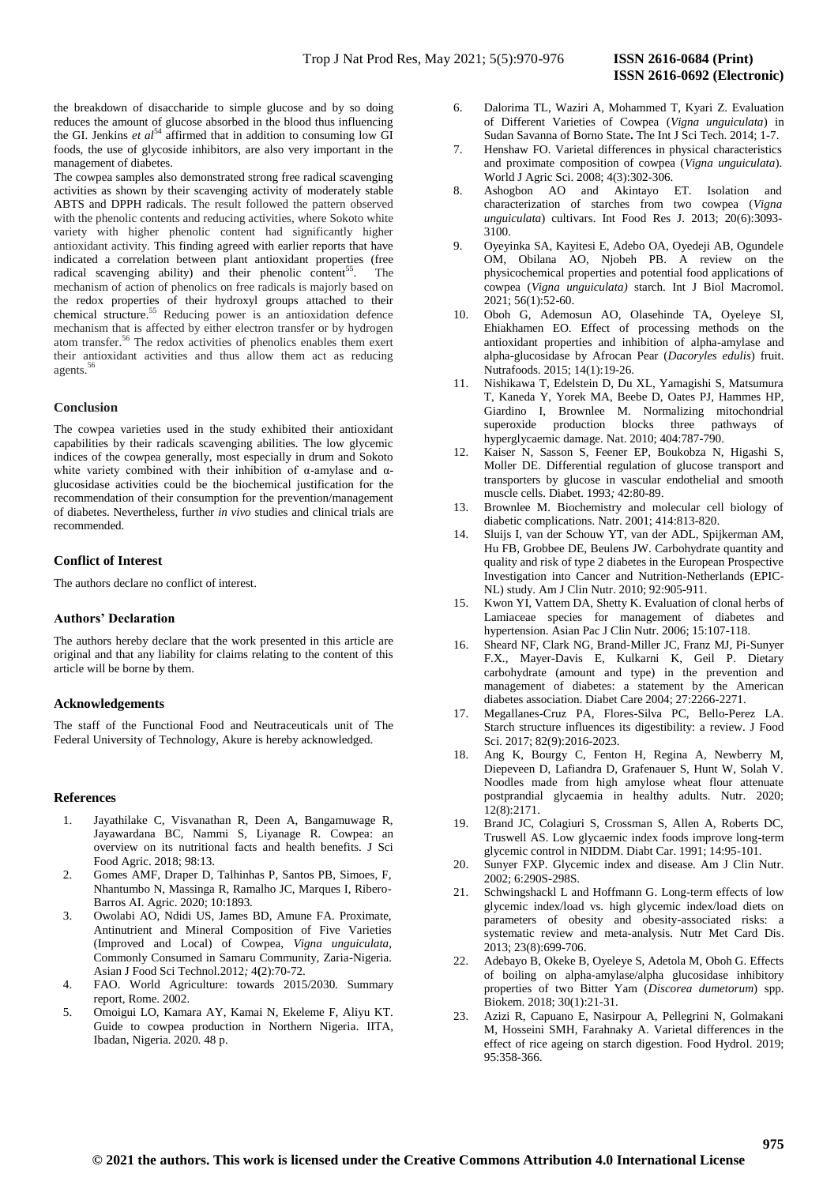the breakdown of disaccharide to simple glucose and by so doing reduces the amount of glucose absorbed in the blood thus influencing the GI. Jenkins *et al*[54] affirmed that in addition to consuming low GI foods, the use of glycoside inhibitors, are also very important in the management of diabetes.

The cowpea samples also demonstrated strong free radical scavenging activities as shown by their scavenging activity of moderately stable ABTS and DPPH radicals. The result followed the pattern observed with the phenolic contents and reducing activities, where Sokoto white variety with higher phenolic content had significantly higher antioxidant activity. This finding agreed with earlier reports that have indicated a correlation between plant antioxidant properties (free radical scavenging ability) and their phenolic content[55]. The mechanism of action of phenolics on free radicals is majorly based on the redox properties of their hydroxyl groups attached to their chemical structure.[55] Reducing power is an antioxidation defence mechanism that is affected by either electron transfer or by hydrogen atom transfer.[56] The redox activities of phenolics enables them exert their antioxidant activities and thus allow them act as reducing agents.[56]

## Conclusion

The cowpea varieties used in the study exhibited their antioxidant capabilities by their radicals scavenging abilities. The low glycemic indices of the cowpea generally, most especially in drum and Sokoto white variety combined with their inhibition of α-amylase and α-glucosidase activities could be the biochemical justification for the recommendation of their consumption for the prevention/management of diabetes. Nevertheless, further *in vivo* studies and clinical trials are recommended.

## Conflict of Interest

The authors declare no conflict of interest.

## Authors' Declaration

The authors hereby declare that the work presented in this article are original and that any liability for claims relating to the content of this article will be borne by them.

## Acknowledgements

The staff of the Functional Food and Neutraceuticals unit of The Federal University of Technology, Akure is hereby acknowledged.

## References

1. Jayathilake C, Visvanathan R, Deen A, Bangamuwage R, Jayawardana BC, Nammi S, Liyanage R. Cowpea: an overview on its nutritional facts and health benefits. J Sci Food Agric. 2018; 98:13.
2. Gomes AMF, Draper D, Talhinhas P, Santos PB, Simoes, F, Nhantumbo N, Massinga R, Ramalho JC, Marques I, Ribero-Barros AI. Agric. 2020; 10:1893.
3. Owolabi AO, Ndidi US, James BD, Amune FA. Proximate, Antinutrient and Mineral Composition of Five Varieties (Improved and Local) of Cowpea, *Vigna unguiculata*, Commonly Consumed in Samaru Community, Zaria-Nigeria. Asian J Food Sci Technol.2012; 4(2):70-72.
4. FAO. World Agriculture: towards 2015/2030. Summary report, Rome. 2002.
5. Omoigui LO, Kamara AY, Kamai N, Ekeleme F, Aliyu KT. Guide to cowpea production in Northern Nigeria. IITA, Ibadan, Nigeria. 2020. 48 p.
6. Dalorima TL, Waziri A, Mohammed T, Kyari Z. Evaluation of Different Varieties of Cowpea (*Vigna unguiculata*) in Sudan Savanna of Borno State**.** The Int J Sci Tech. 2014; 1-7.
7. Henshaw FO. Varietal differences in physical characteristics and proximate composition of cowpea (*Vigna unguiculata*). World J Agric Sci. 2008; 4(3):302-306.
8. Ashogbon AO and Akintayo ET. Isolation and characterization of starches from two cowpea (*Vigna unguiculata*) cultivars. Int Food Res J. 2013; 20(6):3093-3100.
9. Oyeyinka SA, Kayitesi E, Adebo OA, Oyedeji AB, Ogundele OM, Obilana AO, Njobeh PB. A review on the physicochemical properties and potential food applications of cowpea (*Vigna unguiculata)* starch. Int J Biol Macromol. 2021; 56(1):52-60.
10. Oboh G, Ademosun AO, Olasehinde TA, Oyeleye SI, Ehiakhamen EO. Effect of processing methods on the antioxidant properties and inhibition of alpha-amylase and alpha-glucosidase by Afrocan Pear (*Dacoryles edulis*) fruit. Nutrafoods. 2015; 14(1):19-26.
11. Nishikawa T, Edelstein D, Du XL, Yamagishi S, Matsumura T, Kaneda Y, Yorek MA, Beebe D, Oates PJ, Hammes HP, Giardino I, Brownlee M. Normalizing mitochondrial superoxide production blocks three pathways of hyperglycaemic damage. Nat. 2010; 404:787-790.
12. Kaiser N, Sasson S, Feener EP, Boukobza N, Higashi S, Moller DE. Differential regulation of glucose transport and transporters by glucose in vascular endothelial and smooth muscle cells. Diabet. 1993*;* 42:80-89.
13. Brownlee M. Biochemistry and molecular cell biology of diabetic complications. Natr. 2001; 414:813-820.
14. Sluijs I, van der Schouw YT, van der ADL, Spijkerman AM, Hu FB, Grobbee DE, Beulens JW. Carbohydrate quantity and quality and risk of type 2 diabetes in the European Prospective Investigation into Cancer and Nutrition-Netherlands (EPIC-NL) study. Am J Clin Nutr. 2010; 92:905-911.
15. Kwon YI, Vattem DA, Shetty K. Evaluation of clonal herbs of Lamiaceae species for management of diabetes and hypertension. Asian Pac J Clin Nutr. 2006; 15:107-118.
16. Sheard NF, Clark NG, Brand-Miller JC, Franz MJ, Pi-Sunyer F.X., Mayer-Davis E, Kulkarni K, Geil P. Dietary carbohydrate (amount and type) in the prevention and management of diabetes: a statement by the American diabetes association. Diabet Care 2004; 27:2266-2271.
17. Megallanes-Cruz PA, Flores-Silva PC, Bello-Perez LA. Starch structure influences its digestibility: a review. J Food Sci. 2017; 82(9):2016-2023.
18. Ang K, Bourgy C, Fenton H, Regina A, Newberry M, Diepeveen D, Lafiandra D, Grafenauer S, Hunt W, Solah V. Noodles made from high amylose wheat flour attenuate postprandial glycaemia in healthy adults. Nutr. 2020; 12(8):2171.
19. Brand JC, Colagiuri S, Crossman S, Allen A, Roberts DC, Truswell AS. Low glycaemic index foods improve long-term glycemic control in NIDDM. Diabt Car. 1991; 14:95-101.
20. Sunyer FXP. Glycemic index and disease. Am J Clin Nutr. 2002; 6:290S-298S.
21. Schwingshackl L and Hoffmann G. Long-term effects of low glycemic index/load vs. high glycemic index/load diets on parameters of obesity and obesity-associated risks: a systematic review and meta-analysis. Nutr Met Card Dis. 2013; 23(8):699-706.
22. Adebayo B, Okeke B, Oyeleye S, Adetola M, Oboh G. Effects of boiling on alpha-amylase/alpha glucosidase inhibitory properties of two Bitter Yam (*Discorea dumetorum*) spp. Biokem. 2018; 30(1):21-31.
23. Azizi R, Capuano E, Nasirpour A, Pellegrini N, Golmakani M, Hosseini SMH, Farahnaky A. Varietal differences in the effect of rice ageing on starch digestion. Food Hydrol. 2019; 95:358-366.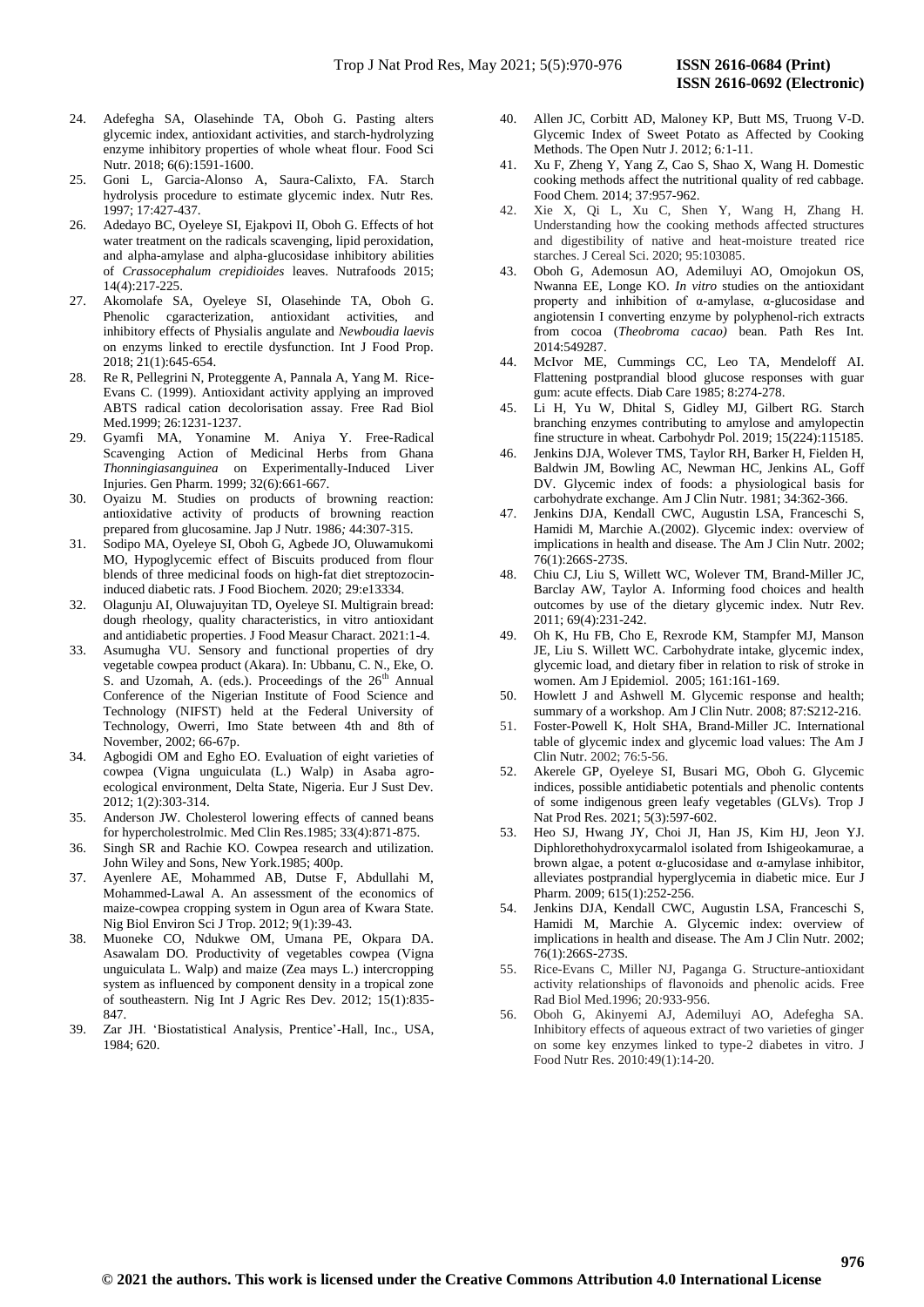24. Adefegha SA, Olasehinde TA, Oboh G. Pasting alters glycemic index, antioxidant activities, and starch-hydrolyzing enzyme inhibitory properties of whole wheat flour. Food Sci Nutr. 2018; 6(6):1591-1600.
25. Goni L, Garcia-Alonso A, Saura-Calixto, FA. Starch hydrolysis procedure to estimate glycemic index. Nutr Res. 1997; 17:427-437.
26. Adedayo BC, Oyeleye SI, Ejakpovi II, Oboh G. Effects of hot water treatment on the radicals scavenging, lipid peroxidation, and alpha-amylase and alpha-glucosidase inhibitory abilities of *Crassocephalum crepidioides* leaves. Nutrafoods 2015; 14(4):217-225.
27. Akomolafe SA, Oyeleye SI, Olasehinde TA, Oboh G. Phenolic cgaracterization, antioxidant activities, and inhibitory effects of Physialis angulate and *Newboudia laevis* on enzyms linked to erectile dysfunction. Int J Food Prop. 2018; 21(1):645-654.
28. Re R, Pellegrini N, Proteggente A, Pannala A, Yang M. Rice-Evans C. (1999). Antioxidant activity applying an improved ABTS radical cation decolorisation assay. Free Rad Biol Med.1999; 26:1231-1237.
29. Gyamfi MA, Yonamine M. Aniya Y. Free-Radical Scavenging Action of Medicinal Herbs from Ghana *Thonningiasanguinea* on Experimentally-Induced Liver Injuries. Gen Pharm. 1999; 32(6):661-667.
30. Oyaizu M. Studies on products of browning reaction: antioxidative activity of products of browning reaction prepared from glucosamine. Jap J Nutr. 1986; 44:307-315.
31. Sodipo MA, Oyeleye SI, Oboh G, Agbede JO, Oluwamukomi MO, Hypoglycemic effect of Biscuits produced from flour blends of three medicinal foods on high-fat diet streptozocin-induced diabetic rats. J Food Biochem. 2020; 29:e13334.
32. Olagunju AI, Oluwajuyitan TD, Oyeleye SI. Multigrain bread: dough rheology, quality characteristics, in vitro antioxidant and antidiabetic properties. J Food Measur Charact. 2021:1-4.
33. Asumugha VU. Sensory and functional properties of dry vegetable cowpea product (Akara). In: Ubbanu, C. N., Eke, O. S. and Uzomah, A. (eds.). Proceedings of the 26th Annual Conference of the Nigerian Institute of Food Science and Technology (NIFST) held at the Federal University of Technology, Owerri, Imo State between 4th and 8th of November, 2002; 66-67p.
34. Agbogidi OM and Egho EO. Evaluation of eight varieties of cowpea (Vigna unguiculata (L.) Walp) in Asaba agro-ecological environment, Delta State, Nigeria. Eur J Sust Dev. 2012; 1(2):303-314.
35. Anderson JW. Cholesterol lowering effects of canned beans for hypercholestrolmic. Med Clin Res.1985; 33(4):871-875.
36. Singh SR and Rachie KO. Cowpea research and utilization. John Wiley and Sons, New York.1985; 400p.
37. Ayenlere AE, Mohammed AB, Dutse F, Abdullahi M, Mohammed-Lawal A. An assessment of the economics of maize-cowpea cropping system in Ogun area of Kwara State. Nig Biol Environ Sci J Trop. 2012; 9(1):39-43.
38. Muoneke CO, Ndukwe OM, Umana PE, Okpara DA. Asawalam DO. Productivity of vegetables cowpea (Vigna unguiculata L. Walp) and maize (Zea mays L.) intercropping system as influenced by component density in a tropical zone of southeastern. Nig Int J Agric Res Dev. 2012; 15(1):835-847.
39. Zar JH. 'Biostatistical Analysis, Prentice'-Hall, Inc., USA, 1984; 620.
40. Allen JC, Corbitt AD, Maloney KP, Butt MS, Truong V-D. Glycemic Index of Sweet Potato as Affected by Cooking Methods. The Open Nutr J. 2012; 6:1-11.
41. Xu F, Zheng Y, Yang Z, Cao S, Shao X, Wang H. Domestic cooking methods affect the nutritional quality of red cabbage. Food Chem. 2014; 37:957-962.
42. Xie X, Qi L, Xu C, Shen Y, Wang H, Zhang H. Understanding how the cooking methods affected structures and digestibility of native and heat-moisture treated rice starches. J Cereal Sci. 2020; 95:103085.
43. Oboh G, Ademosun AO, Ademiluyi AO, Omojokun OS, Nwanna EE, Longe KO. *In vitro* studies on the antioxidant property and inhibition of α-amylase, α-glucosidase and angiotensin I converting enzyme by polyphenol-rich extracts from cocoa (*Theobroma cacao)* bean. Path Res Int. 2014:549287.
44. McIvor ME, Cummings CC, Leo TA, Mendeloff AI. Flattening postprandial blood glucose responses with guar gum: acute effects. Diab Care 1985; 8:274-278.
45. Li H, Yu W, Dhital S, Gidley MJ, Gilbert RG. Starch branching enzymes contributing to amylose and amylopectin fine structure in wheat. Carbohydr Pol. 2019; 15(224):115185.
46. Jenkins DJA, Wolever TMS, Taylor RH, Barker H, Fielden H, Baldwin JM, Bowling AC, Newman HC, Jenkins AL, Goff DV. Glycemic index of foods: a physiological basis for carbohydrate exchange. Am J Clin Nutr. 1981; 34:362-366.
47. Jenkins DJA, Kendall CWC, Augustin LSA, Franceschi S, Hamidi M, Marchie A.(2002). Glycemic index: overview of implications in health and disease. The Am J Clin Nutr. 2002; 76(1):266S-273S.
48. Chiu CJ, Liu S, Willett WC, Wolever TM, Brand-Miller JC, Barclay AW, Taylor A. Informing food choices and health outcomes by use of the dietary glycemic index. Nutr Rev. 2011; 69(4):231-242.
49. Oh K, Hu FB, Cho E, Rexrode KM, Stampfer MJ, Manson JE, Liu S. Willett WC. Carbohydrate intake, glycemic index, glycemic load, and dietary fiber in relation to risk of stroke in women. Am J Epidemiol. 2005; 161:161-169.
50. Howlett J and Ashwell M. Glycemic response and health; summary of a workshop. Am J Clin Nutr. 2008; 87:S212-216.
51. Foster-Powell K, Holt SHA, Brand-Miller JC. International table of glycemic index and glycemic load values: The Am J Clin Nutr. 2002; 76:5-56.
52. Akerele GP, Oyeleye SI, Busari MG, Oboh G. Glycemic indices, possible antidiabetic potentials and phenolic contents of some indigenous green leafy vegetables (GLVs). Trop J Nat Prod Res. 2021; 5(3):597-602.
53. Heo SJ, Hwang JY, Choi JI, Han JS, Kim HJ, Jeon YJ. Diphlorethohydroxycarmalol isolated from Ishigeokamurae, a brown algae, a potent α-glucosidase and α-amylase inhibitor, alleviates postprandial hyperglycemia in diabetic mice. Eur J Pharm. 2009; 615(1):252-256.
54. Jenkins DJA, Kendall CWC, Augustin LSA, Franceschi S, Hamidi M, Marchie A. Glycemic index: overview of implications in health and disease. The Am J Clin Nutr. 2002; 76(1):266S-273S.
55. Rice-Evans C, Miller NJ, Paganga G. Structure-antioxidant activity relationships of flavonoids and phenolic acids. Free Rad Biol Med.1996; 20:933-956.
56. Oboh G, Akinyemi AJ, Ademiluyi AO, Adefegha SA. Inhibitory effects of aqueous extract of two varieties of ginger on some key enzymes linked to type-2 diabetes in vitro. J Food Nutr Res. 2010:49(1):14-20.

**© 2021 the authors. This work is licensed under the Creative Commons Attribution 4.0 International License**